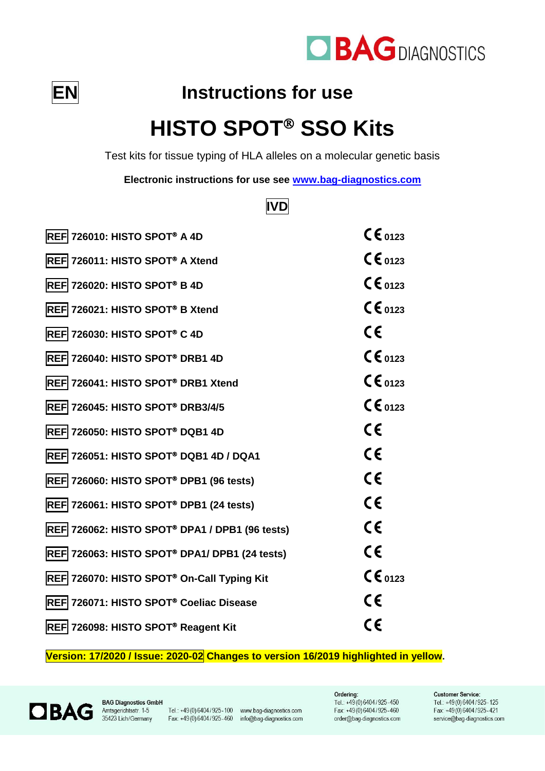**EN**

# Instructions for use

# HISTO SPOT® SSO Kits

Test kits for tissue typing of HLA alleles on a molecular genetic basis

**Electronic instructions for use see www.bag-diagnostics.com**

**IVD**

| | |
|---|---|
| **REF 726010: HISTO SPOT® A 4D** | CE 0123 |
| **REF 726011: HISTO SPOT® A Xtend** | CE 0123 |
| **REF 726020: HISTO SPOT® B 4D** | CE 0123 |
| **REF 726021: HISTO SPOT® B Xtend** | CE 0123 |
| **REF 726030: HISTO SPOT® C 4D** | CE |
| **REF 726040: HISTO SPOT® DRB1 4D** | CE 0123 |
| **REF 726041: HISTO SPOT® DRB1 Xtend** | CE 0123 |
| **REF 726045: HISTO SPOT® DRB3/4/5** | CE 0123 |
| **REF 726050: HISTO SPOT® DQB1 4D** | CE |
| **REF 726051: HISTO SPOT® DQB1 4D / DQA1** | CE |
| **REF 726060: HISTO SPOT® DPB1 (96 tests)** | CE |
| **REF 726061: HISTO SPOT® DPB1 (24 tests)** | CE |
| **REF 726062: HISTO SPOT® DPA1 / DPB1 (96 tests)** | CE |
| **REF 726063: HISTO SPOT® DPA1/ DPB1 (24 tests)** | CE |
| **REF 726070: HISTO SPOT® On-Call Typing Kit** | CE 0123 |
| **REF 726071: HISTO SPOT® Coeliac Disease** | CE |
| **REF 726098: HISTO SPOT® Reagent Kit** | CE |

**Version: 17/2020 / Issue: 2020-02 Changes to version 16/2019 highlighted in yellow.**

BAG Diagnostics GmbH
Amtsgerichtsstr. 1-5
35423 Lich/Germany

Tel.: +49 (0) 6404 / 925 - 100
Fax: +49 (0) 6404 / 925 - 460

www.bag-diagnostics.com
info@bag-diagnostics.com

Ordering:
Tel.: +49 (0) 6404 / 925 - 450
Fax: +49 (0) 6404 / 925 - 460
order@bag-diagnostics.com

Customer Service:
Tel.: +49 (0) 6404 / 925 - 125
Fax: +49 (0) 6404 / 925 - 421
service@bag-diagnostics.com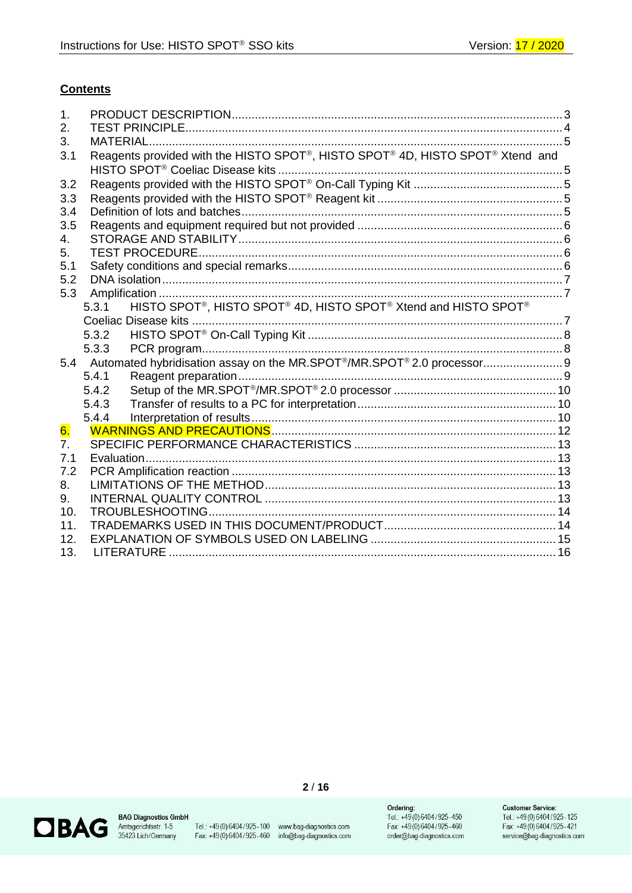## Contents

1. PRODUCT DESCRIPTION ... 3
2. TEST PRINCIPLE ... 4
3. MATERIAL ... 5
   - 3.1 Reagents provided with the HISTO SPOT®, HISTO SPOT® 4D, HISTO SPOT® Xtend and HISTO SPOT® Coeliac Disease kits ... 5
   - 3.2 Reagents provided with the HISTO SPOT® On-Call Typing Kit ... 5
   - 3.3 Reagents provided with the HISTO SPOT® Reagent kit ... 5
   - 3.4 Definition of lots and batches ... 5
   - 3.5 Reagents and equipment required but not provided ... 6
4. STORAGE AND STABILITY ... 6
5. TEST PROCEDURE ... 6
   - 5.1 Safety conditions and special remarks ... 6
   - 5.2 DNA isolation ... 7
   - 5.3 Amplification ... 7
     - 5.3.1 HISTO SPOT®, HISTO SPOT® 4D, HISTO SPOT® Xtend and HISTO SPOT® Coeliac Disease kits ... 7
     - 5.3.2 HISTO SPOT® On-Call Typing Kit ... 8
     - 5.3.3 PCR program ... 8
   - 5.4 Automated hybridisation assay on the MR.SPOT®/MR.SPOT® 2.0 processor ... 9
     - 5.4.1 Reagent preparation ... 9
     - 5.4.2 Setup of the MR.SPOT®/MR.SPOT® 2.0 processor ... 10
     - 5.4.3 Transfer of results to a PC for interpretation ... 10
     - 5.4.4 Interpretation of results ... 10
6. WARNINGS AND PRECAUTIONS ... 12
7. SPECIFIC PERFORMANCE CHARACTERISTICS ... 13
   - 7.1 Evaluation ... 13
   - 7.2 PCR Amplification reaction ... 13
8. LIMITATIONS OF THE METHOD ... 13
9. INTERNAL QUALITY CONTROL ... 13
10. TROUBLESHOOTING ... 14
11. TRADEMARKS USED IN THIS DOCUMENT/PRODUCT ... 14
12. EXPLANATION OF SYMBOLS USED ON LABELING ... 15
13. LITERATURE ... 16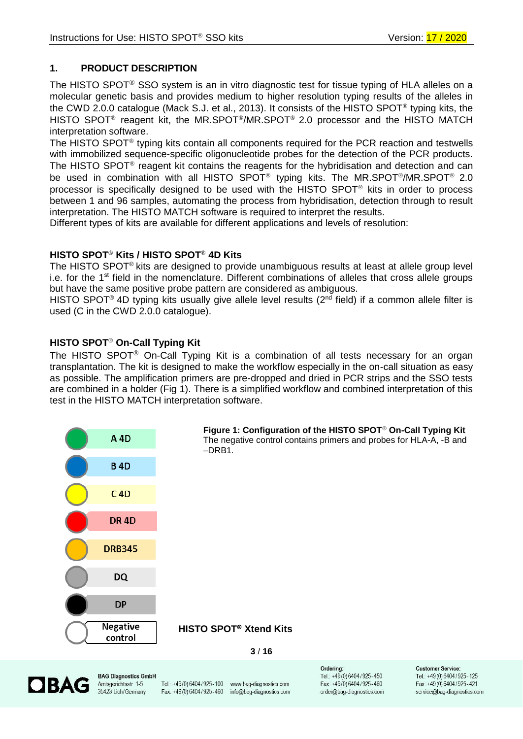## 1. PRODUCT DESCRIPTION

The HISTO SPOT® SSO system is an in vitro diagnostic test for tissue typing of HLA alleles on a molecular genetic basis and provides medium to higher resolution typing results of the alleles in the CWD 2.0.0 catalogue (Mack S.J. et al., 2013). It consists of the HISTO SPOT® typing kits, the HISTO SPOT® reagent kit, the MR.SPOT®/MR.SPOT® 2.0 processor and the HISTO MATCH interpretation software.
The HISTO SPOT® typing kits contain all components required for the PCR reaction and testwells with immobilized sequence-specific oligonucleotide probes for the detection of the PCR products. The HISTO SPOT® reagent kit contains the reagents for the hybridisation and detection and can be used in combination with all HISTO SPOT® typing kits. The MR.SPOT®/MR.SPOT® 2.0 processor is specifically designed to be used with the HISTO SPOT® kits in order to process between 1 and 96 samples, automating the process from hybridisation, detection through to result interpretation. The HISTO MATCH software is required to interpret the results.
Different types of kits are available for different applications and levels of resolution:

### HISTO SPOT® Kits / HISTO SPOT® 4D Kits

The HISTO SPOT® kits are designed to provide unambiguous results at least at allele group level i.e. for the 1st field in the nomenclature. Different combinations of alleles that cross allele groups but have the same positive probe pattern are considered as ambiguous.
HISTO SPOT® 4D typing kits usually give allele level results (2nd field) if a common allele filter is used (C in the CWD 2.0.0 catalogue).

### HISTO SPOT® On-Call Typing Kit

The HISTO SPOT® On-Call Typing Kit is a combination of all tests necessary for an organ transplantation. The kit is designed to make the workflow especially in the on-call situation as easy as possible. The amplification primers are pre-dropped and dried in PCR strips and the SSO tests are combined in a holder (Fig 1). There is a simplified workflow and combined interpretation of this test in the HISTO MATCH interpretation software.

A 4D
B 4D
C 4D
DR 4D
DRB345
DQ
DP
Negative control

**Figure 1: Configuration of the HISTO SPOT® On-Call Typing Kit**
The negative control contains primers and probes for HLA-A, -B and –DRB1.

### HISTO SPOT® Xtend Kits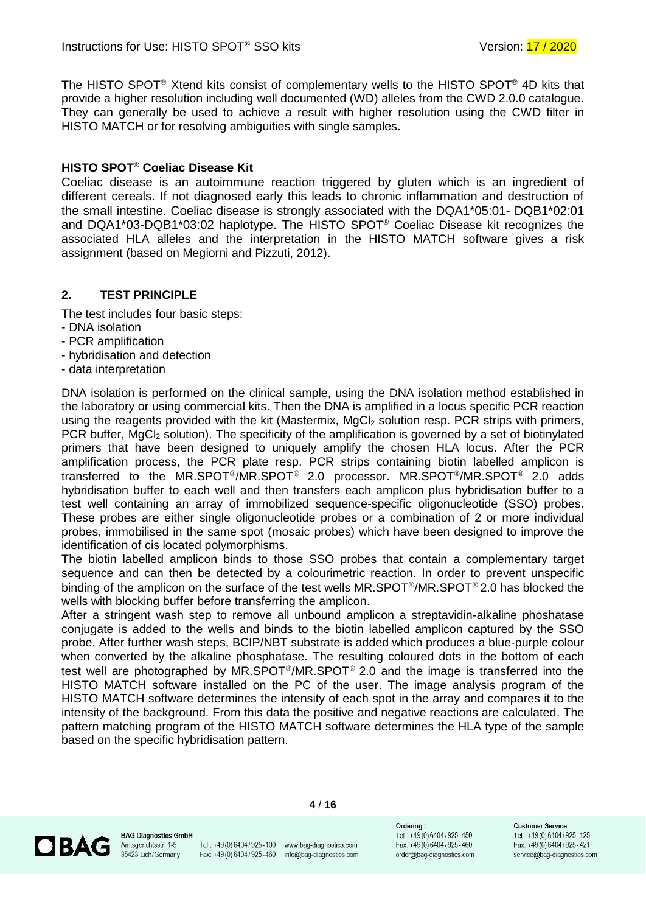The HISTO SPOT® Xtend kits consist of complementary wells to the HISTO SPOT® 4D kits that provide a higher resolution including well documented (WD) alleles from the CWD 2.0.0 catalogue. They can generally be used to achieve a result with higher resolution using the CWD filter in HISTO MATCH or for resolving ambiguities with single samples.

**HISTO SPOT® Coeliac Disease Kit**

Coeliac disease is an autoimmune reaction triggered by gluten which is an ingredient of different cereals. If not diagnosed early this leads to chronic inflammation and destruction of the small intestine. Coeliac disease is strongly associated with the DQA1*05:01- DQB1*02:01 and DQA1*03-DQB1*03:02 haplotype. The HISTO SPOT® Coeliac Disease kit recognizes the associated HLA alleles and the interpretation in the HISTO MATCH software gives a risk assignment (based on Megiorni and Pizzuti, 2012).

## 2. TEST PRINCIPLE

The test includes four basic steps:

- DNA isolation
- PCR amplification
- hybridisation and detection
- data interpretation

DNA isolation is performed on the clinical sample, using the DNA isolation method established in the laboratory or using commercial kits. Then the DNA is amplified in a locus specific PCR reaction using the reagents provided with the kit (Mastermix, $MgCl_2$ solution resp. PCR strips with primers, PCR buffer, $MgCl_2$ solution). The specificity of the amplification is governed by a set of biotinylated primers that have been designed to uniquely amplify the chosen HLA locus. After the PCR amplification process, the PCR plate resp. PCR strips containing biotin labelled amplicon is transferred to the MR.SPOT®/MR.SPOT® 2.0 processor. MR.SPOT®/MR.SPOT® 2.0 adds hybridisation buffer to each well and then transfers each amplicon plus hybridisation buffer to a test well containing an array of immobilized sequence-specific oligonucleotide (SSO) probes. These probes are either single oligonucleotide probes or a combination of 2 or more individual probes, immobilised in the same spot (mosaic probes) which have been designed to improve the identification of cis located polymorphisms.

The biotin labelled amplicon binds to those SSO probes that contain a complementary target sequence and can then be detected by a colourimetric reaction. In order to prevent unspecific binding of the amplicon on the surface of the test wells MR.SPOT®/MR.SPOT® 2.0 has blocked the wells with blocking buffer before transferring the amplicon.

After a stringent wash step to remove all unbound amplicon a streptavidin-alkaline phoshatase conjugate is added to the wells and binds to the biotin labelled amplicon captured by the SSO probe. After further wash steps, BCIP/NBT substrate is added which produces a blue-purple colour when converted by the alkaline phosphatase. The resulting coloured dots in the bottom of each test well are photographed by MR.SPOT®/MR.SPOT® 2.0 and the image is transferred into the HISTO MATCH software installed on the PC of the user. The image analysis program of the HISTO MATCH software determines the intensity of each spot in the array and compares it to the intensity of the background. From this data the positive and negative reactions are calculated. The pattern matching program of the HISTO MATCH software determines the HLA type of the sample based on the specific hybridisation pattern.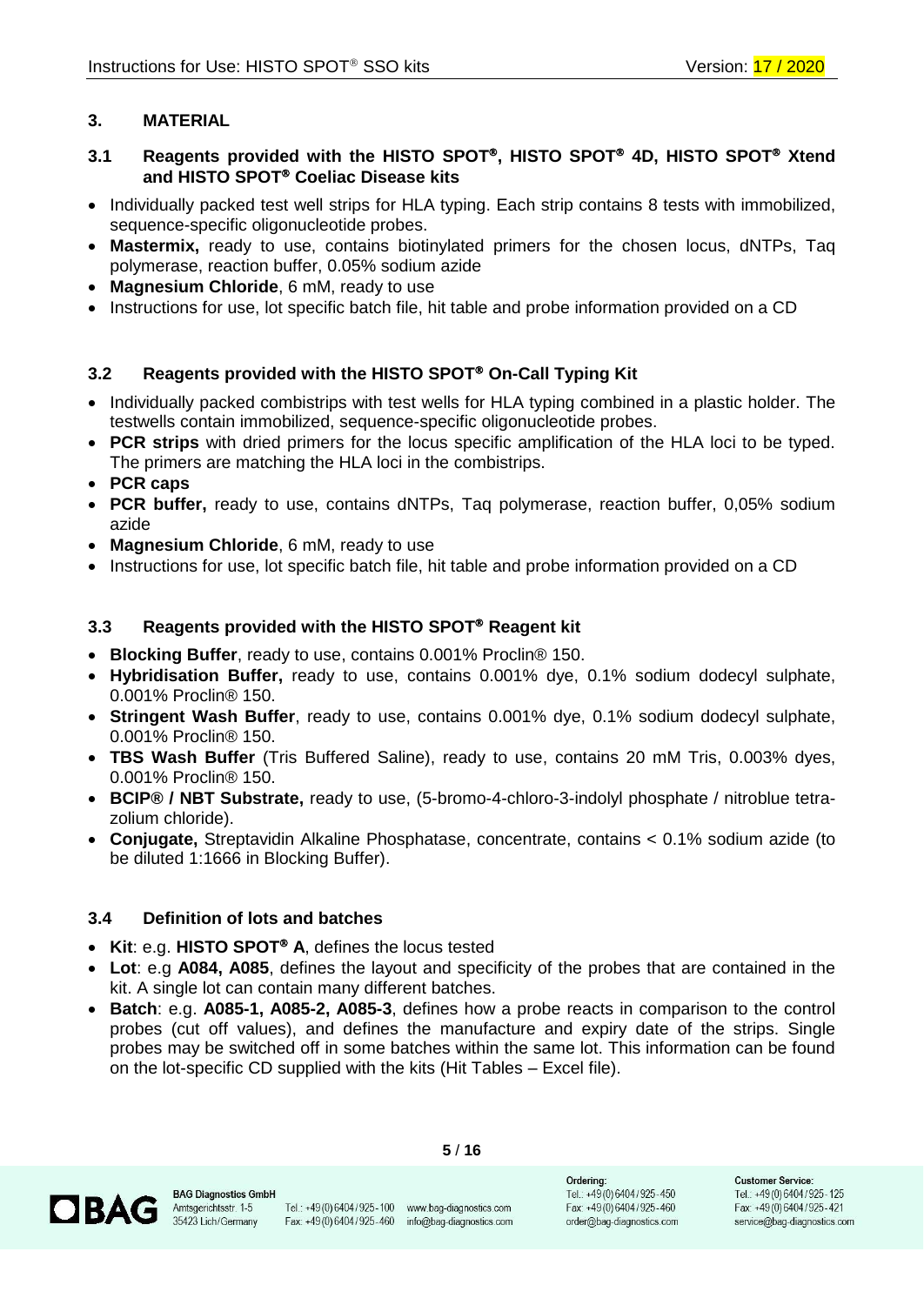## 3. MATERIAL

### 3.1 Reagents provided with the HISTO SPOT®, HISTO SPOT® 4D, HISTO SPOT® Xtend and HISTO SPOT® Coeliac Disease kits

- Individually packed test well strips for HLA typing. Each strip contains 8 tests with immobilized, sequence-specific oligonucleotide probes.
- **Mastermix,** ready to use, contains biotinylated primers for the chosen locus, dNTPs, Taq polymerase, reaction buffer, 0.05% sodium azide
- **Magnesium Chloride**, 6 mM, ready to use
- Instructions for use, lot specific batch file, hit table and probe information provided on a CD

### 3.2 Reagents provided with the HISTO SPOT® On-Call Typing Kit

- Individually packed combistrips with test wells for HLA typing combined in a plastic holder. The testwells contain immobilized, sequence-specific oligonucleotide probes.
- **PCR strips** with dried primers for the locus specific amplification of the HLA loci to be typed. The primers are matching the HLA loci in the combistrips.
- **PCR caps**
- **PCR buffer,** ready to use, contains dNTPs, Taq polymerase, reaction buffer, 0,05% sodium azide
- **Magnesium Chloride**, 6 mM, ready to use
- Instructions for use, lot specific batch file, hit table and probe information provided on a CD

### 3.3 Reagents provided with the HISTO SPOT® Reagent kit

- **Blocking Buffer**, ready to use, contains 0.001% Proclin® 150.
- **Hybridisation Buffer,** ready to use, contains 0.001% dye, 0.1% sodium dodecyl sulphate, 0.001% Proclin® 150.
- **Stringent Wash Buffer**, ready to use, contains 0.001% dye, 0.1% sodium dodecyl sulphate, 0.001% Proclin® 150.
- **TBS Wash Buffer** (Tris Buffered Saline), ready to use, contains 20 mM Tris, 0.003% dyes, 0.001% Proclin® 150.
- **BCIP® / NBT Substrate,** ready to use, (5-bromo-4-chloro-3-indolyl phosphate / nitroblue tetra-zolium chloride).
- **Conjugate,** Streptavidin Alkaline Phosphatase, concentrate, contains < 0.1% sodium azide (to be diluted 1:1666 in Blocking Buffer).

### 3.4 Definition of lots and batches

- **Kit**: e.g. **HISTO SPOT® A**, defines the locus tested
- **Lot**: e.g **A084, A085**, defines the layout and specificity of the probes that are contained in the kit. A single lot can contain many different batches.
- **Batch**: e.g. **A085-1, A085-2, A085-3**, defines how a probe reacts in comparison to the control probes (cut off values), and defines the manufacture and expiry date of the strips. Single probes may be switched off in some batches within the same lot. This information can be found on the lot-specific CD supplied with the kits (Hit Tables – Excel file).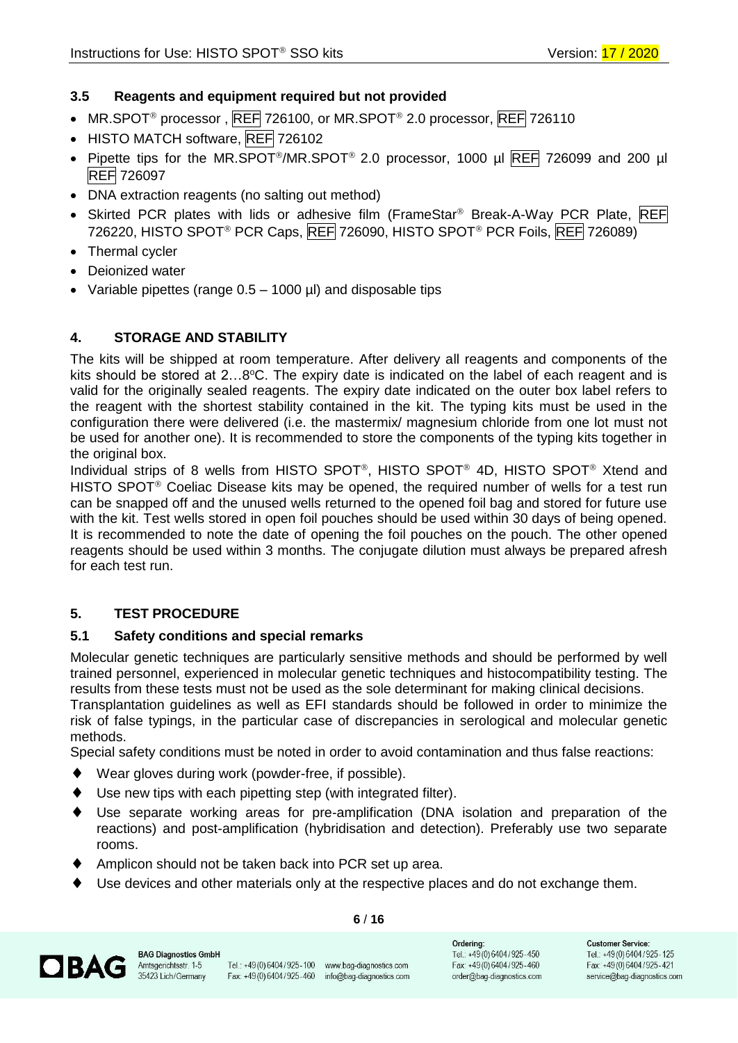### 3.5 Reagents and equipment required but not provided

- MR.SPOT® processor , REF 726100, or MR.SPOT® 2.0 processor, REF 726110
- HISTO MATCH software, REF 726102
- Pipette tips for the MR.SPOT®/MR.SPOT® 2.0 processor, 1000 µl REF 726099 and 200 µl REF 726097
- DNA extraction reagents (no salting out method)
- Skirted PCR plates with lids or adhesive film (FrameStar® Break-A-Way PCR Plate, REF 726220, HISTO SPOT® PCR Caps, REF 726090, HISTO SPOT® PCR Foils, REF 726089)
- Thermal cycler
- Deionized water
- Variable pipettes (range 0.5 – 1000 µl) and disposable tips

## 4. STORAGE AND STABILITY

The kits will be shipped at room temperature. After delivery all reagents and components of the kits should be stored at 2…8ºC. The expiry date is indicated on the label of each reagent and is valid for the originally sealed reagents. The expiry date indicated on the outer box label refers to the reagent with the shortest stability contained in the kit. The typing kits must be used in the configuration there were delivered (i.e. the mastermix/ magnesium chloride from one lot must not be used for another one). It is recommended to store the components of the typing kits together in the original box.

Individual strips of 8 wells from HISTO SPOT®, HISTO SPOT® 4D, HISTO SPOT® Xtend and HISTO SPOT® Coeliac Disease kits may be opened, the required number of wells for a test run can be snapped off and the unused wells returned to the opened foil bag and stored for future use with the kit. Test wells stored in open foil pouches should be used within 30 days of being opened. It is recommended to note the date of opening the foil pouches on the pouch. The other opened reagents should be used within 3 months. The conjugate dilution must always be prepared afresh for each test run.

## 5. TEST PROCEDURE

### 5.1 Safety conditions and special remarks

Molecular genetic techniques are particularly sensitive methods and should be performed by well trained personnel, experienced in molecular genetic techniques and histocompatibility testing. The results from these tests must not be used as the sole determinant for making clinical decisions.

Transplantation guidelines as well as EFI standards should be followed in order to minimize the risk of false typings, in the particular case of discrepancies in serological and molecular genetic methods.

Special safety conditions must be noted in order to avoid contamination and thus false reactions:

- Wear gloves during work (powder-free, if possible).
- Use new tips with each pipetting step (with integrated filter).
- Use separate working areas for pre-amplification (DNA isolation and preparation of the reactions) and post-amplification (hybridisation and detection). Preferably use two separate rooms.
- Amplicon should not be taken back into PCR set up area.
- Use devices and other materials only at the respective places and do not exchange them.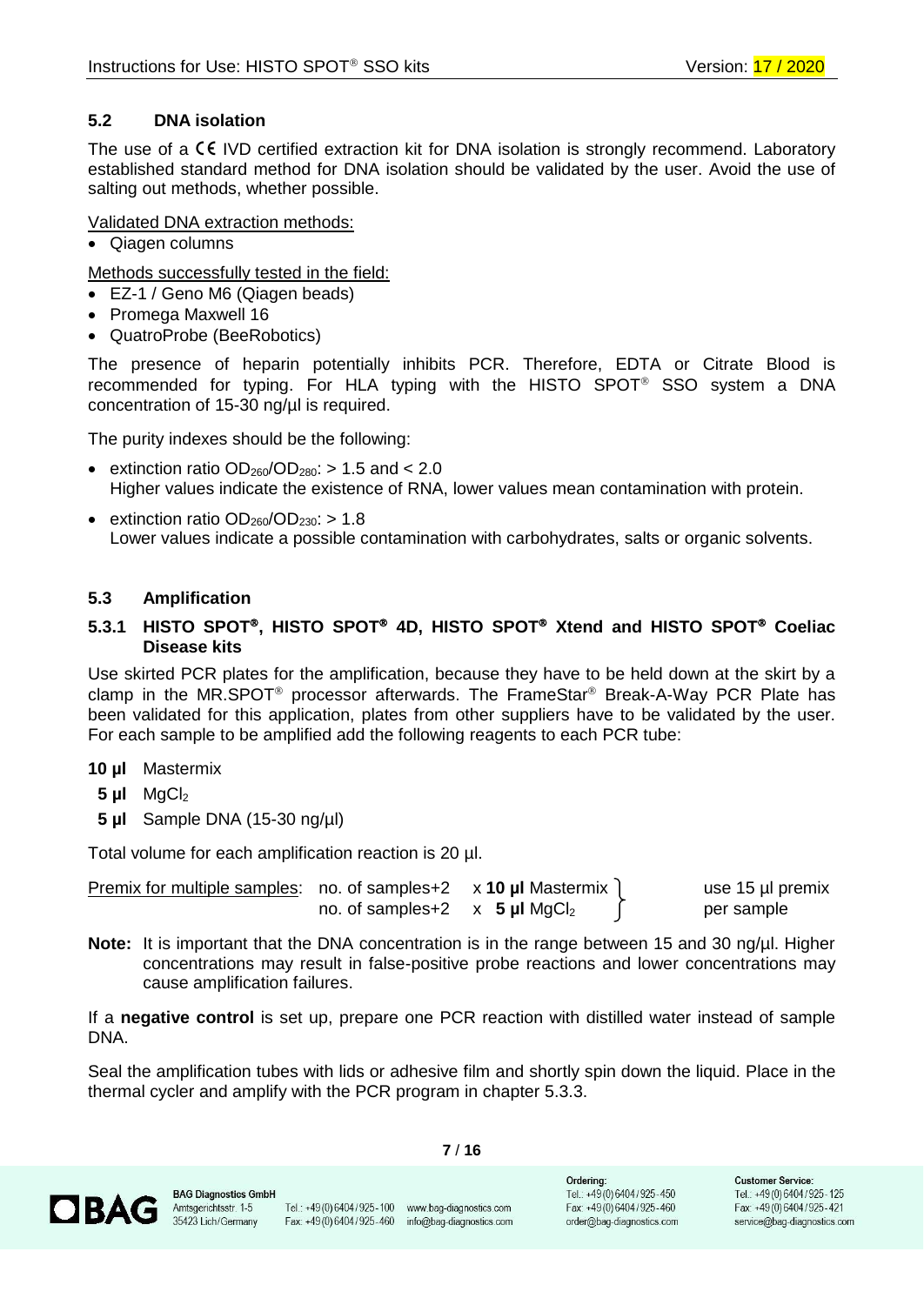## 5.2 DNA isolation

The use of a CE IVD certified extraction kit for DNA isolation is strongly recommend. Laboratory established standard method for DNA isolation should be validated by the user. Avoid the use of salting out methods, whether possible.

Validated DNA extraction methods:

- Qiagen columns

Methods successfully tested in the field:

- EZ-1 / Geno M6 (Qiagen beads)
- Promega Maxwell 16
- QuatroProbe (BeeRobotics)

The presence of heparin potentially inhibits PCR. Therefore, EDTA or Citrate Blood is recommended for typing. For HLA typing with the HISTO SPOT® SSO system a DNA concentration of 15-30 ng/µl is required.

The purity indexes should be the following:

- extinction ratio $OD_{260}/OD_{280}$: > 1.5 and < 2.0
  Higher values indicate the existence of RNA, lower values mean contamination with protein.
- extinction ratio $OD_{260}/OD_{230}$: > 1.8
  Lower values indicate a possible contamination with carbohydrates, salts or organic solvents.

## 5.3 Amplification

### 5.3.1 HISTO SPOT®, HISTO SPOT® 4D, HISTO SPOT® Xtend and HISTO SPOT® Coeliac Disease kits

Use skirted PCR plates for the amplification, because they have to be held down at the skirt by a clamp in the MR.SPOT® processor afterwards. The FrameStar® Break-A-Way PCR Plate has been validated for this application, plates from other suppliers have to be validated by the user. For each sample to be amplified add the following reagents to each PCR tube:

**10 µl** Mastermix
**5 µl** $MgCl_2$
**5 µl** Sample DNA (15-30 ng/µl)

Total volume for each amplification reaction is 20 µl.

Premix for multiple samples: no. of samples+2 x **10 µl** Mastermix; no. of samples+2 x **5 µl** $MgCl_2$ } use 15 µl premix per sample

**Note:** It is important that the DNA concentration is in the range between 15 and 30 ng/µl. Higher concentrations may result in false-positive probe reactions and lower concentrations may cause amplification failures.

If a **negative control** is set up, prepare one PCR reaction with distilled water instead of sample DNA.

Seal the amplification tubes with lids or adhesive film and shortly spin down the liquid. Place in the thermal cycler and amplify with the PCR program in chapter 5.3.3.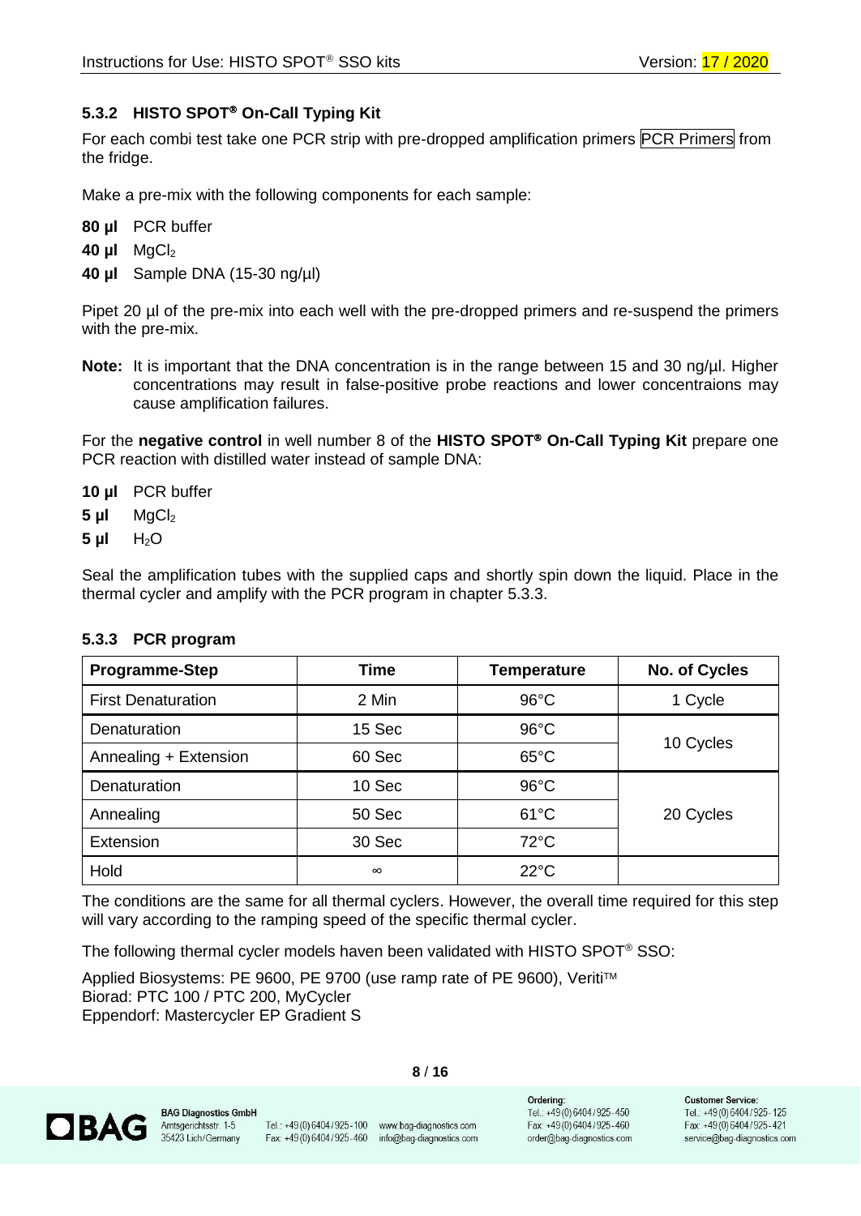### 5.3.2 HISTO SPOT® On-Call Typing Kit

For each combi test take one PCR strip with pre-dropped amplification primers PCR Primers from the fridge.

Make a pre-mix with the following components for each sample:

**80 µl** PCR buffer

**40 µl** $MgCl_2$

**40 µl** Sample DNA (15-30 ng/µl)

Pipet 20 µl of the pre-mix into each well with the pre-dropped primers and re-suspend the primers with the pre-mix.

**Note:** It is important that the DNA concentration is in the range between 15 and 30 ng/µl. Higher concentrations may result in false-positive probe reactions and lower concentraions may cause amplification failures.

For the **negative control** in well number 8 of the **HISTO SPOT® On-Call Typing Kit** prepare one PCR reaction with distilled water instead of sample DNA:

**10 µl** PCR buffer

**5 µl** $MgCl_2$

**5 µl** $H_2O$

Seal the amplification tubes with the supplied caps and shortly spin down the liquid. Place in the thermal cycler and amplify with the PCR program in chapter 5.3.3.

### 5.3.3 PCR program

| Programme-Step | Time | Temperature | No. of Cycles |
|---|---|---|---|
| First Denaturation | 2 Min | 96°C | 1 Cycle |
| Denaturation | 15 Sec | 96°C | 10 Cycles |
| Annealing + Extension | 60 Sec | 65°C | |
| Denaturation | 10 Sec | 96°C | 20 Cycles |
| Annealing | 50 Sec | 61°C | |
| Extension | 30 Sec | 72°C | |
| Hold | ∞ | 22°C | |

The conditions are the same for all thermal cyclers. However, the overall time required for this step will vary according to the ramping speed of the specific thermal cycler.

The following thermal cycler models haven been validated with HISTO SPOT® SSO:

Applied Biosystems: PE 9600, PE 9700 (use ramp rate of PE 9600), Veriti™
Biorad: PTC 100 / PTC 200, MyCycler
Eppendorf: Mastercycler EP Gradient S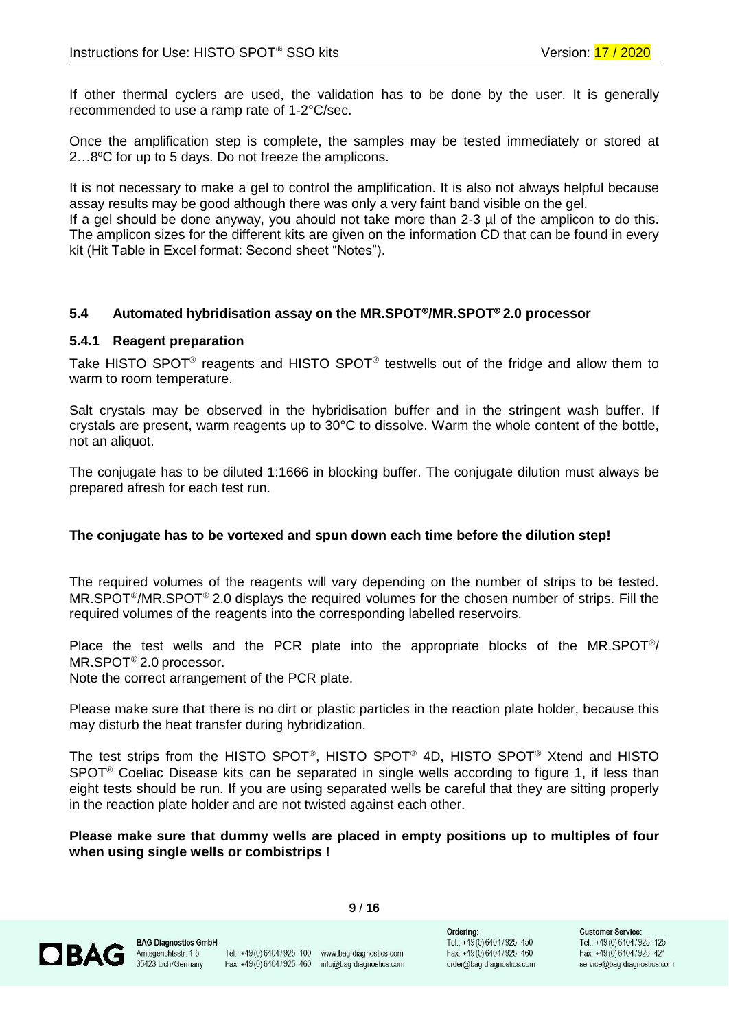If other thermal cyclers are used, the validation has to be done by the user. It is generally recommended to use a ramp rate of 1-2°C/sec.

Once the amplification step is complete, the samples may be tested immediately or stored at 2…8°C for up to 5 days. Do not freeze the amplicons.

It is not necessary to make a gel to control the amplification. It is also not always helpful because assay results may be good although there was only a very faint band visible on the gel.
If a gel should be done anyway, you ahould not take more than 2-3 µl of the amplicon to do this. The amplicon sizes for the different kits are given on the information CD that can be found in every kit (Hit Table in Excel format: Second sheet "Notes").

## 5.4 Automated hybridisation assay on the MR.SPOT®/MR.SPOT® 2.0 processor

### 5.4.1 Reagent preparation

Take HISTO SPOT® reagents and HISTO SPOT® testwells out of the fridge and allow them to warm to room temperature.

Salt crystals may be observed in the hybridisation buffer and in the stringent wash buffer. If crystals are present, warm reagents up to 30°C to dissolve. Warm the whole content of the bottle, not an aliquot.

The conjugate has to be diluted 1:1666 in blocking buffer. The conjugate dilution must always be prepared afresh for each test run.

**The conjugate has to be vortexed and spun down each time before the dilution step!**

The required volumes of the reagents will vary depending on the number of strips to be tested. MR.SPOT®/MR.SPOT® 2.0 displays the required volumes for the chosen number of strips. Fill the required volumes of the reagents into the corresponding labelled reservoirs.

Place the test wells and the PCR plate into the appropriate blocks of the MR.SPOT®/ MR.SPOT® 2.0 processor.
Note the correct arrangement of the PCR plate.

Please make sure that there is no dirt or plastic particles in the reaction plate holder, because this may disturb the heat transfer during hybridization.

The test strips from the HISTO SPOT®, HISTO SPOT® 4D, HISTO SPOT® Xtend and HISTO SPOT® Coeliac Disease kits can be separated in single wells according to figure 1, if less than eight tests should be run. If you are using separated wells be careful that they are sitting properly in the reaction plate holder and are not twisted against each other.

**Please make sure that dummy wells are placed in empty positions up to multiples of four when using single wells or combistrips !**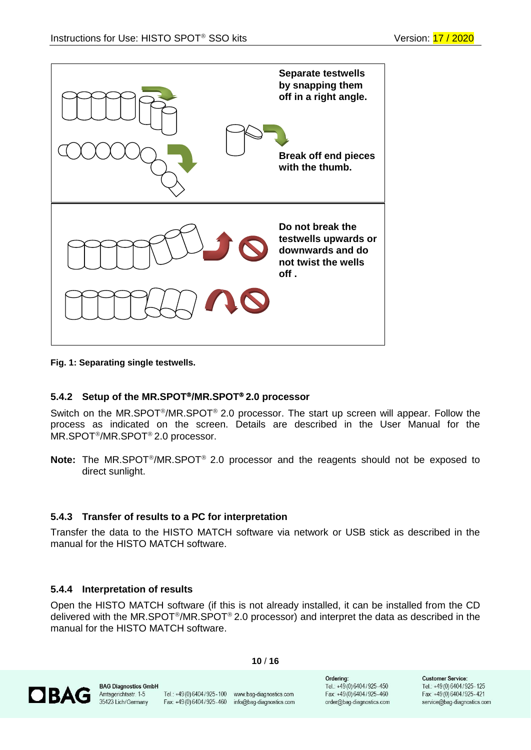Separate testwells by snapping them off in a right angle.

Break off end pieces with the thumb.

Do not break the testwells upwards or downwards and do not twist the wells off .

**Fig. 1: Separating single testwells.**

### 5.4.2 Setup of the MR.SPOT®/MR.SPOT® 2.0 processor

Switch on the MR.SPOT®/MR.SPOT® 2.0 processor. The start up screen will appear. Follow the process as indicated on the screen. Details are described in the User Manual for the MR.SPOT®/MR.SPOT® 2.0 processor.

**Note:** The MR.SPOT®/MR.SPOT® 2.0 processor and the reagents should not be exposed to direct sunlight.

### 5.4.3 Transfer of results to a PC for interpretation

Transfer the data to the HISTO MATCH software via network or USB stick as described in the manual for the HISTO MATCH software.

### 5.4.4 Interpretation of results

Open the HISTO MATCH software (if this is not already installed, it can be installed from the CD delivered with the MR.SPOT®/MR.SPOT® 2.0 processor) and interpret the data as described in the manual for the HISTO MATCH software.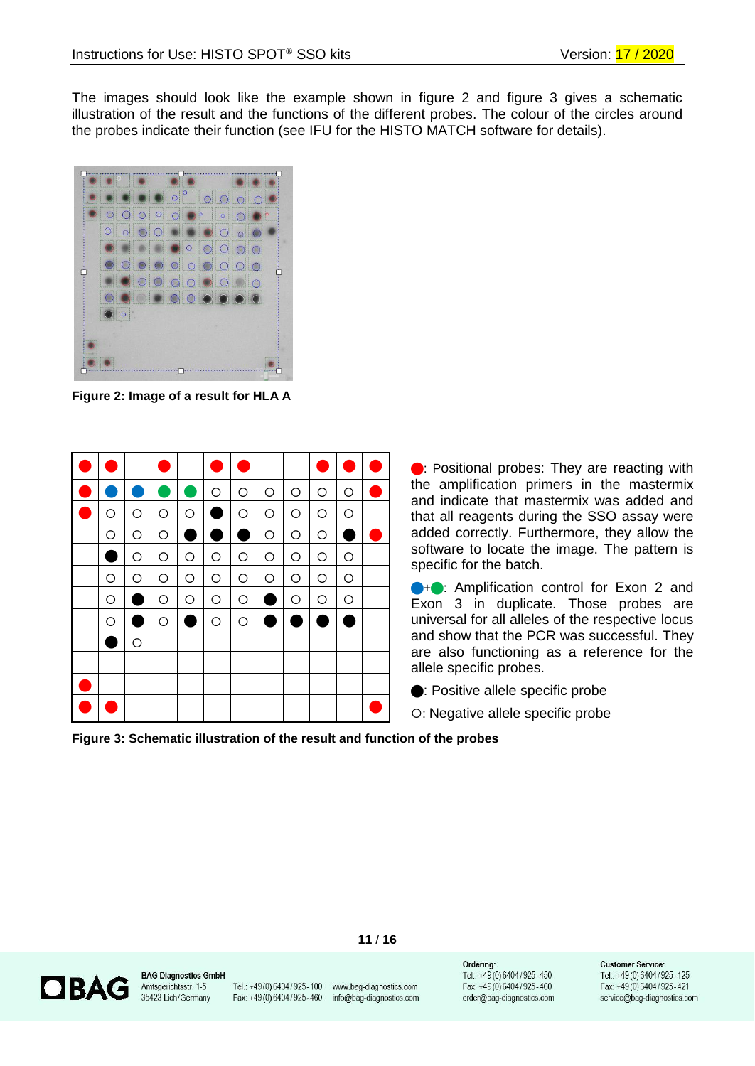The images should look like the example shown in figure 2 and figure 3 gives a schematic illustration of the result and the functions of the different probes. The colour of the circles around the probes indicate their function (see IFU for the HISTO MATCH software for details).

**Figure 2: Image of a result for HLA A**

●: Positional probes: They are reacting with the amplification primers in the mastermix and indicate that mastermix was added and that all reagents during the SSO assay were added correctly. Furthermore, they allow the software to locate the image. The pattern is specific for the batch.

●+●: Amplification control for Exon 2 and Exon 3 in duplicate. Those probes are universal for all alleles of the respective locus and show that the PCR was successful. They are also functioning as a reference for the allele specific probes.

●: Positive allele specific probe

○: Negative allele specific probe

**Figure 3: Schematic illustration of the result and function of the probes**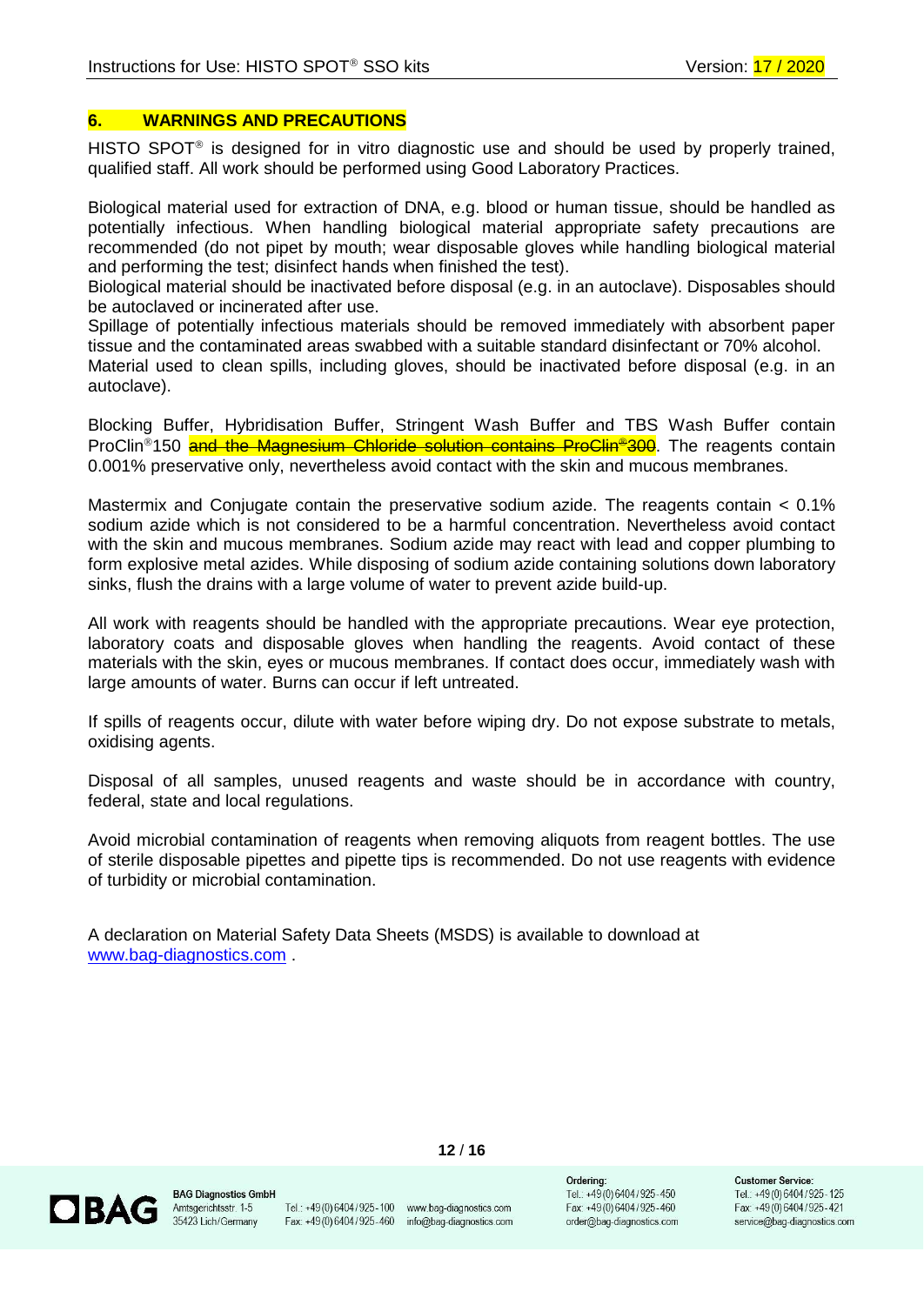## 6. WARNINGS AND PRECAUTIONS

HISTO SPOT® is designed for in vitro diagnostic use and should be used by properly trained, qualified staff. All work should be performed using Good Laboratory Practices.

Biological material used for extraction of DNA, e.g. blood or human tissue, should be handled as potentially infectious. When handling biological material appropriate safety precautions are recommended (do not pipet by mouth; wear disposable gloves while handling biological material and performing the test; disinfect hands when finished the test).
Biological material should be inactivated before disposal (e.g. in an autoclave). Disposables should be autoclaved or incinerated after use.
Spillage of potentially infectious materials should be removed immediately with absorbent paper tissue and the contaminated areas swabbed with a suitable standard disinfectant or 70% alcohol.
Material used to clean spills, including gloves, should be inactivated before disposal (e.g. in an autoclave).

Blocking Buffer, Hybridisation Buffer, Stringent Wash Buffer and TBS Wash Buffer contain ProClin®150 ~~and the Magnesium Chloride solution contains ProClin®300~~. The reagents contain 0.001% preservative only, nevertheless avoid contact with the skin and mucous membranes.

Mastermix and Conjugate contain the preservative sodium azide. The reagents contain < 0.1% sodium azide which is not considered to be a harmful concentration. Nevertheless avoid contact with the skin and mucous membranes. Sodium azide may react with lead and copper plumbing to form explosive metal azides. While disposing of sodium azide containing solutions down laboratory sinks, flush the drains with a large volume of water to prevent azide build-up.

All work with reagents should be handled with the appropriate precautions. Wear eye protection, laboratory coats and disposable gloves when handling the reagents. Avoid contact of these materials with the skin, eyes or mucous membranes. If contact does occur, immediately wash with large amounts of water. Burns can occur if left untreated.

If spills of reagents occur, dilute with water before wiping dry. Do not expose substrate to metals, oxidising agents.

Disposal of all samples, unused reagents and waste should be in accordance with country, federal, state and local regulations.

Avoid microbial contamination of reagents when removing aliquots from reagent bottles. The use of sterile disposable pipettes and pipette tips is recommended. Do not use reagents with evidence of turbidity or microbial contamination.

A declaration on Material Safety Data Sheets (MSDS) is available to download at www.bag-diagnostics.com .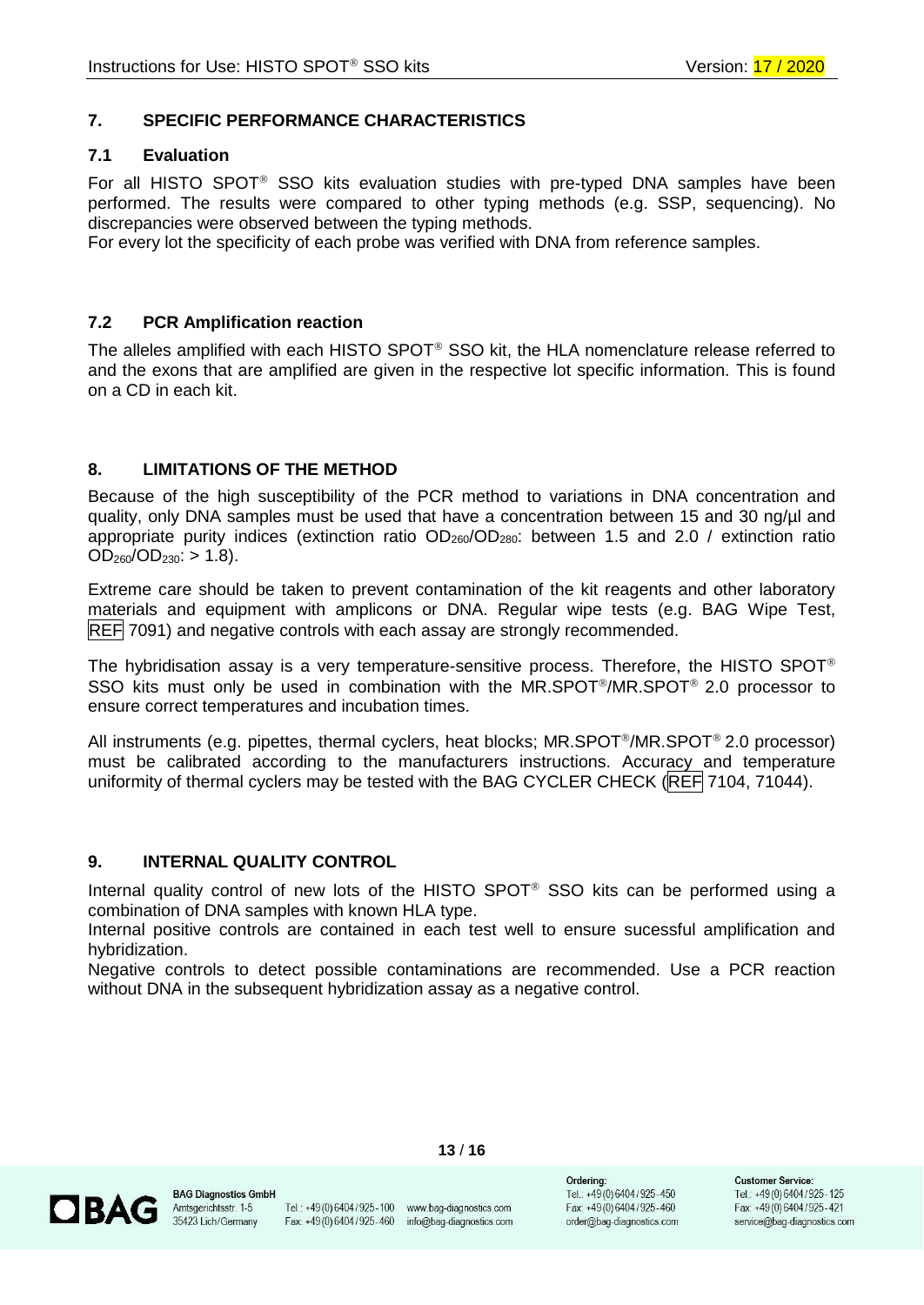## 7. SPECIFIC PERFORMANCE CHARACTERISTICS

### 7.1 Evaluation

For all HISTO SPOT® SSO kits evaluation studies with pre-typed DNA samples have been performed. The results were compared to other typing methods (e.g. SSP, sequencing). No discrepancies were observed between the typing methods.
For every lot the specificity of each probe was verified with DNA from reference samples.

### 7.2 PCR Amplification reaction

The alleles amplified with each HISTO SPOT® SSO kit, the HLA nomenclature release referred to and the exons that are amplified are given in the respective lot specific information. This is found on a CD in each kit.

## 8. LIMITATIONS OF THE METHOD

Because of the high susceptibility of the PCR method to variations in DNA concentration and quality, only DNA samples must be used that have a concentration between 15 and 30 ng/µl and appropriate purity indices (extinction ratio $OD_{260}/OD_{280}$: between 1.5 and 2.0 / extinction ratio $OD_{260}/OD_{230}$: > 1.8).

Extreme care should be taken to prevent contamination of the kit reagents and other laboratory materials and equipment with amplicons or DNA. Regular wipe tests (e.g. BAG Wipe Test, REF 7091) and negative controls with each assay are strongly recommended.

The hybridisation assay is a very temperature-sensitive process. Therefore, the HISTO SPOT® SSO kits must only be used in combination with the MR.SPOT®/MR.SPOT® 2.0 processor to ensure correct temperatures and incubation times.

All instruments (e.g. pipettes, thermal cyclers, heat blocks; MR.SPOT®/MR.SPOT® 2.0 processor) must be calibrated according to the manufacturers instructions. Accuracy and temperature uniformity of thermal cyclers may be tested with the BAG CYCLER CHECK (REF 7104, 71044).

## 9. INTERNAL QUALITY CONTROL

Internal quality control of new lots of the HISTO SPOT® SSO kits can be performed using a combination of DNA samples with known HLA type.
Internal positive controls are contained in each test well to ensure sucessful amplification and hybridization.
Negative controls to detect possible contaminations are recommended. Use a PCR reaction without DNA in the subsequent hybridization assay as a negative control.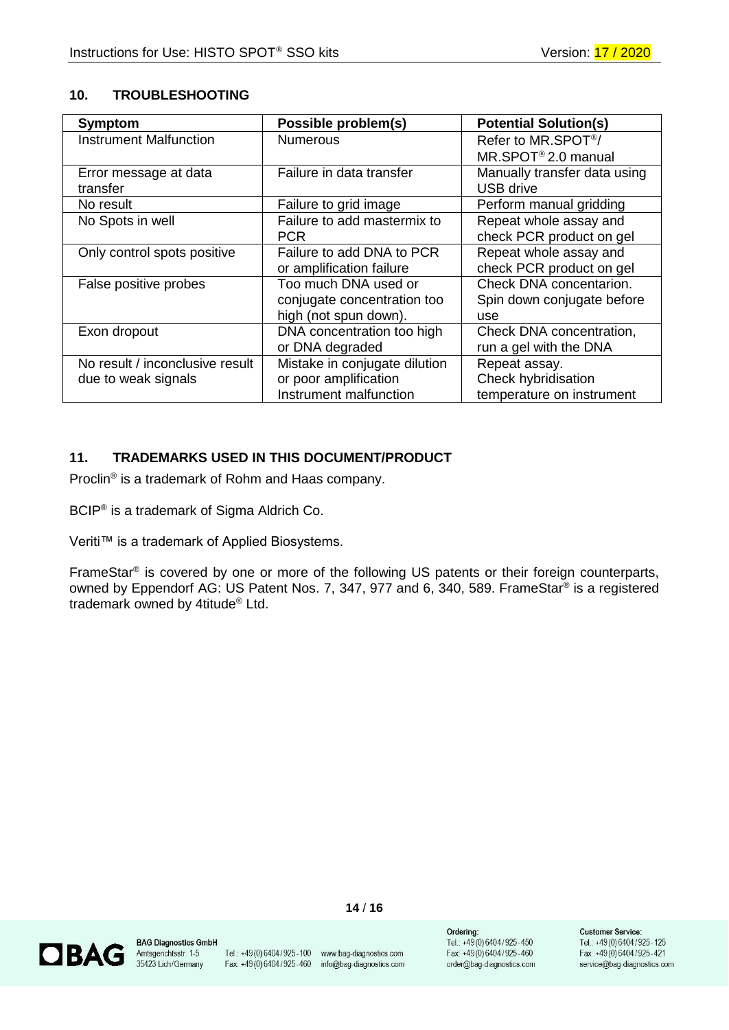## 10. TROUBLESHOOTING

| Symptom | Possible problem(s) | Potential Solution(s) |
| --- | --- | --- |
| Instrument Malfunction | Numerous | Refer to MR.SPOT®/ MR.SPOT® 2.0 manual |
| Error message at data transfer | Failure in data transfer | Manually transfer data using USB drive |
| No result | Failure to grid image | Perform manual gridding |
| No Spots in well | Failure to add mastermix to PCR | Repeat whole assay and check PCR product on gel |
| Only control spots positive | Failure to add DNA to PCR or amplification failure | Repeat whole assay and check PCR product on gel |
| False positive probes | Too much DNA used or conjugate concentration too high (not spun down). | Check DNA concentarion. Spin down conjugate before use |
| Exon dropout | DNA concentration too high or DNA degraded | Check DNA concentration, run a gel with the DNA |
| No result / inconclusive result due to weak signals | Mistake in conjugate dilution or poor amplification Instrument malfunction | Repeat assay. Check hybridisation temperature on instrument |

## 11. TRADEMARKS USED IN THIS DOCUMENT/PRODUCT

Proclin® is a trademark of Rohm and Haas company.

BCIP® is a trademark of Sigma Aldrich Co.

Veriti™ is a trademark of Applied Biosystems.

FrameStar® is covered by one or more of the following US patents or their foreign counterparts, owned by Eppendorf AG: US Patent Nos. 7, 347, 977 and 6, 340, 589. FrameStar® is a registered trademark owned by 4titude® Ltd.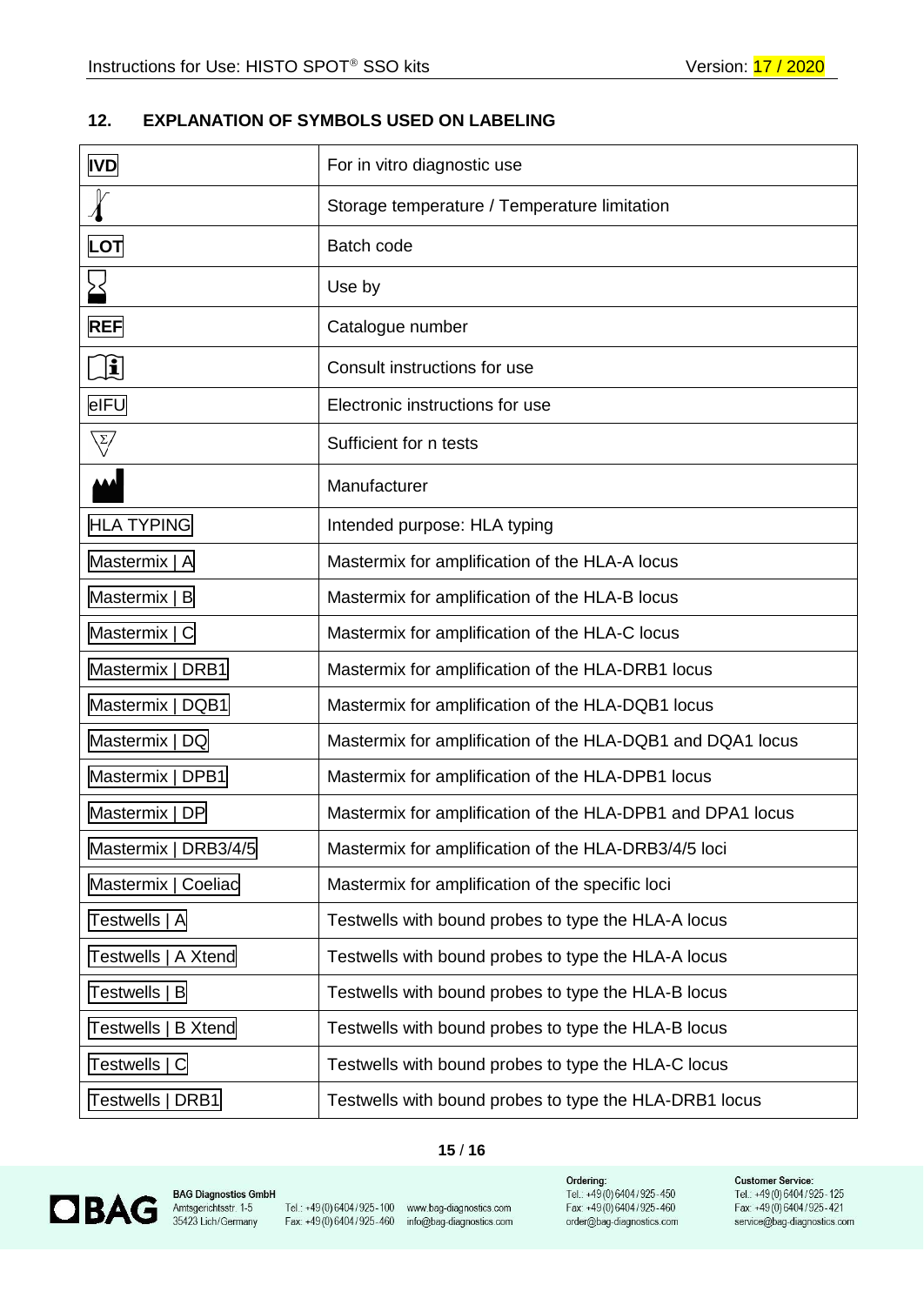## 12. EXPLANATION OF SYMBOLS USED ON LABELING

| Symbol | Meaning |
|---|---|
| IVD | For in vitro diagnostic use |
| | Storage temperature / Temperature limitation |
| LOT | Batch code |
| | Use by |
| REF | Catalogue number |
| | Consult instructions for use |
| eIFU | Electronic instructions for use |
| Σ | Sufficient for n tests |
| | Manufacturer |
| HLA TYPING | Intended purpose: HLA typing |
| Mastermix \| A | Mastermix for amplification of the HLA-A locus |
| Mastermix \| B | Mastermix for amplification of the HLA-B locus |
| Mastermix \| C | Mastermix for amplification of the HLA-C locus |
| Mastermix \| DRB1 | Mastermix for amplification of the HLA-DRB1 locus |
| Mastermix \| DQB1 | Mastermix for amplification of the HLA-DQB1 locus |
| Mastermix \| DQ | Mastermix for amplification of the HLA-DQB1 and DQA1 locus |
| Mastermix \| DPB1 | Mastermix for amplification of the HLA-DPB1 locus |
| Mastermix \| DP | Mastermix for amplification of the HLA-DPB1 and DPA1 locus |
| Mastermix \| DRB3/4/5 | Mastermix for amplification of the HLA-DRB3/4/5 loci |
| Mastermix \| Coeliac | Mastermix for amplification of the specific loci |
| Testwells \| A | Testwells with bound probes to type the HLA-A locus |
| Testwells \| A Xtend | Testwells with bound probes to type the HLA-A locus |
| Testwells \| B | Testwells with bound probes to type the HLA-B locus |
| Testwells \| B Xtend | Testwells with bound probes to type the HLA-B locus |
| Testwells \| C | Testwells with bound probes to type the HLA-C locus |
| Testwells \| DRB1 | Testwells with bound probes to type the HLA-DRB1 locus |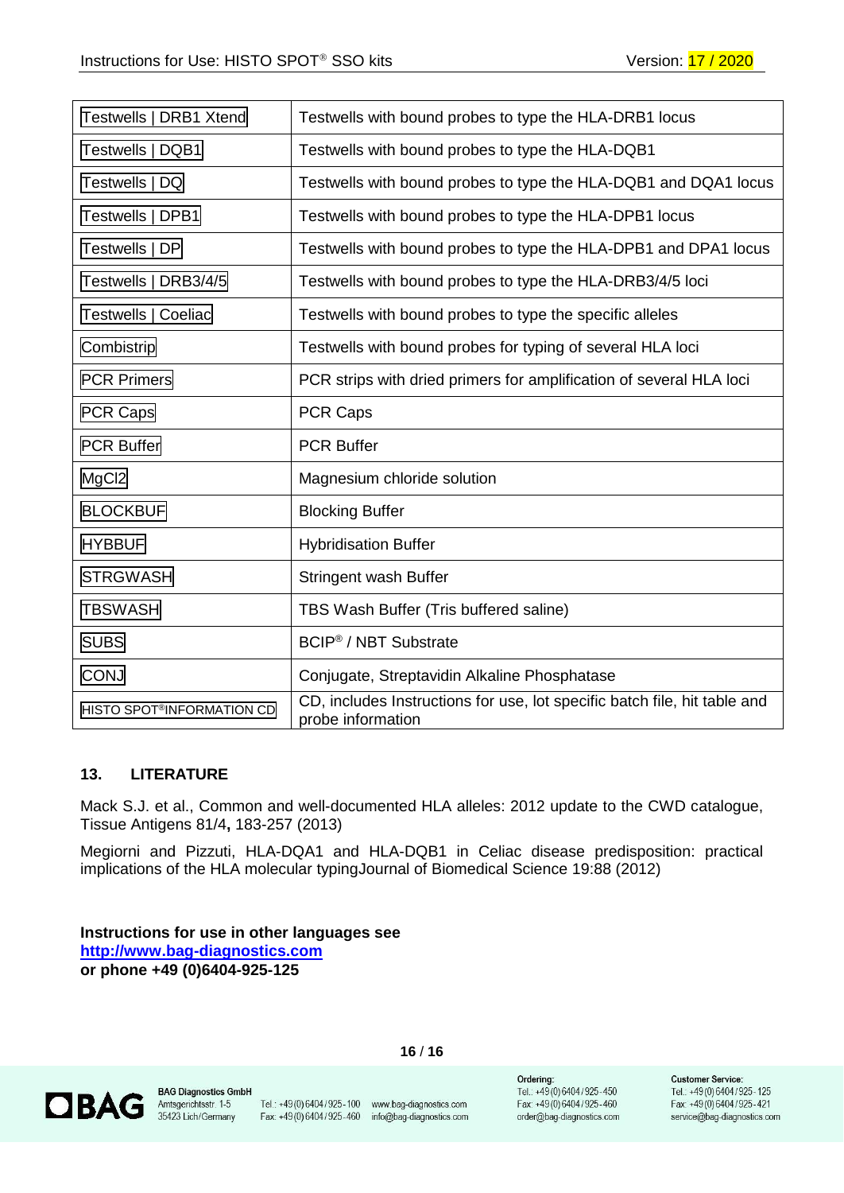| | |
|---|---|
| Testwells \| DRB1 Xtend | Testwells with bound probes to type the HLA-DRB1 locus |
| Testwells \| DQB1 | Testwells with bound probes to type the HLA-DQB1 |
| Testwells \| DQ | Testwells with bound probes to type the HLA-DQB1 and DQA1 locus |
| Testwells \| DPB1 | Testwells with bound probes to type the HLA-DPB1 locus |
| Testwells \| DP | Testwells with bound probes to type the HLA-DPB1 and DPA1 locus |
| Testwells \| DRB3/4/5 | Testwells with bound probes to type the HLA-DRB3/4/5 loci |
| Testwells \| Coeliac | Testwells with bound probes to type the specific alleles |
| Combistrip | Testwells with bound probes for typing of several HLA loci |
| PCR Primers | PCR strips with dried primers for amplification of several HLA loci |
| PCR Caps | PCR Caps |
| PCR Buffer | PCR Buffer |
| MgCl2 | Magnesium chloride solution |
| BLOCKBUF | Blocking Buffer |
| HYBBUF | Hybridisation Buffer |
| STRGWASH | Stringent wash Buffer |
| TBSWASH | TBS Wash Buffer (Tris buffered saline) |
| SUBS | BCIP® / NBT Substrate |
| CONJ | Conjugate, Streptavidin Alkaline Phosphatase |
| HISTO SPOT®INFORMATION CD | CD, includes Instructions for use, lot specific batch file, hit table and probe information |

## 13. LITERATURE

Mack S.J. et al., Common and well-documented HLA alleles: 2012 update to the CWD catalogue, Tissue Antigens 81/4**,** 183-257 (2013)

Megiorni and Pizzuti, HLA-DQA1 and HLA-DQB1 in Celiac disease predisposition: practical implications of the HLA molecular typingJournal of Biomedical Science 19:88 (2012)

**Instructions for use in other languages see**
**http://www.bag-diagnostics.com**
**or phone +49 (0)6404-925-125**